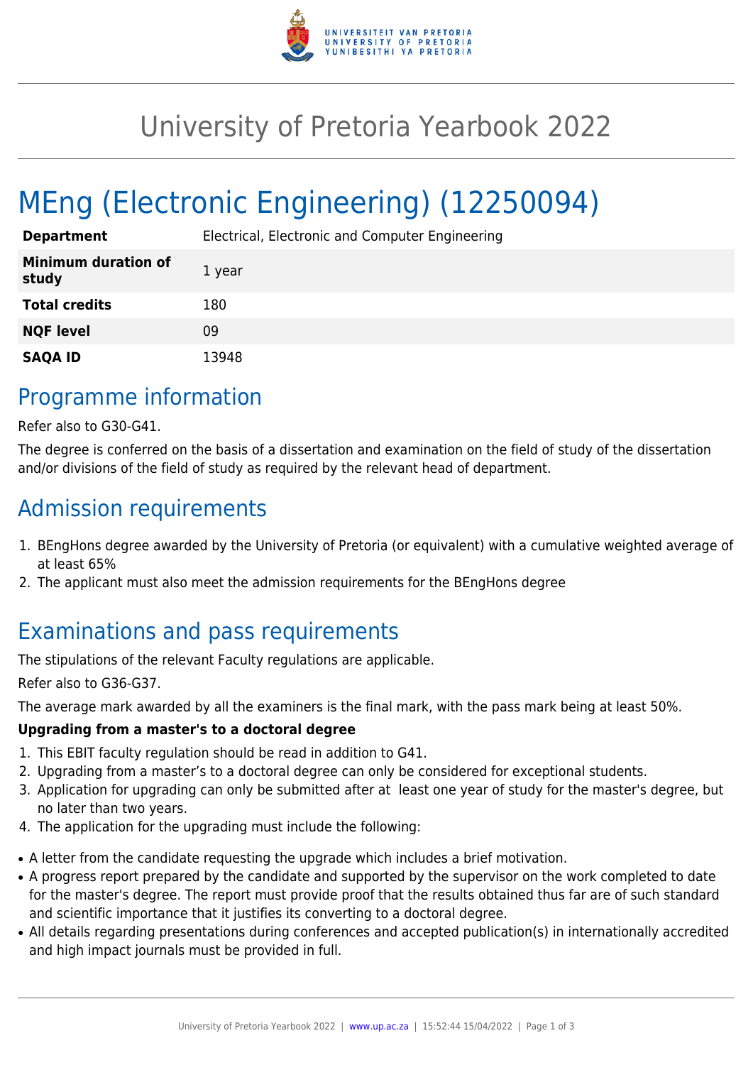# University of Pretoria Yearbook 2022

# MEng (Electronic Engineering) (12250094)

| | |
|---|---|
| **Department** | Electrical, Electronic and Computer Engineering |
| **Minimum duration of study** | 1 year |
| **Total credits** | 180 |
| **NQF level** | 09 |
| **SAQA ID** | 13948 |

## Programme information

Refer also to G30-G41.

The degree is conferred on the basis of a dissertation and examination on the field of study of the dissertation and/or divisions of the field of study as required by the relevant head of department.

## Admission requirements

1. BEngHons degree awarded by the University of Pretoria (or equivalent) with a cumulative weighted average of at least 65%
2. The applicant must also meet the admission requirements for the BEngHons degree

## Examinations and pass requirements

The stipulations of the relevant Faculty regulations are applicable.

Refer also to G36-G37.

The average mark awarded by all the examiners is the final mark, with the pass mark being at least 50%.

**Upgrading from a master's to a doctoral degree**

1. This EBIT faculty regulation should be read in addition to G41.
2. Upgrading from a master's to a doctoral degree can only be considered for exceptional students.
3. Application for upgrading can only be submitted after at least one year of study for the master's degree, but no later than two years.
4. The application for the upgrading must include the following:

- A letter from the candidate requesting the upgrade which includes a brief motivation.
- A progress report prepared by the candidate and supported by the supervisor on the work completed to date for the master's degree. The report must provide proof that the results obtained thus far are of such standard and scientific importance that it justifies its converting to a doctoral degree.
- All details regarding presentations during conferences and accepted publication(s) in internationally accredited and high impact journals must be provided in full.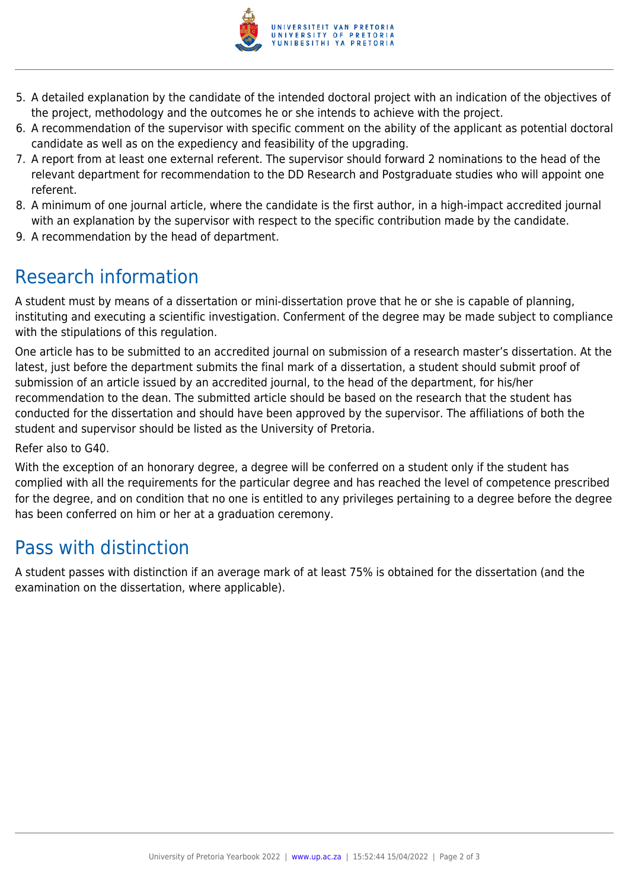5. A detailed explanation by the candidate of the intended doctoral project with an indication of the objectives of the project, methodology and the outcomes he or she intends to achieve with the project.
6. A recommendation of the supervisor with specific comment on the ability of the applicant as potential doctoral candidate as well as on the expediency and feasibility of the upgrading.
7. A report from at least one external referent. The supervisor should forward 2 nominations to the head of the relevant department for recommendation to the DD Research and Postgraduate studies who will appoint one referent.
8. A minimum of one journal article, where the candidate is the first author, in a high-impact accredited journal with an explanation by the supervisor with respect to the specific contribution made by the candidate.
9. A recommendation by the head of department.

## Research information

A student must by means of a dissertation or mini-dissertation prove that he or she is capable of planning, instituting and executing a scientific investigation. Conferment of the degree may be made subject to compliance with the stipulations of this regulation.

One article has to be submitted to an accredited journal on submission of a research master's dissertation. At the latest, just before the department submits the final mark of a dissertation, a student should submit proof of submission of an article issued by an accredited journal, to the head of the department, for his/her recommendation to the dean. The submitted article should be based on the research that the student has conducted for the dissertation and should have been approved by the supervisor. The affiliations of both the student and supervisor should be listed as the University of Pretoria.

Refer also to G40.

With the exception of an honorary degree, a degree will be conferred on a student only if the student has complied with all the requirements for the particular degree and has reached the level of competence prescribed for the degree, and on condition that no one is entitled to any privileges pertaining to a degree before the degree has been conferred on him or her at a graduation ceremony.

## Pass with distinction

A student passes with distinction if an average mark of at least 75% is obtained for the dissertation (and the examination on the dissertation, where applicable).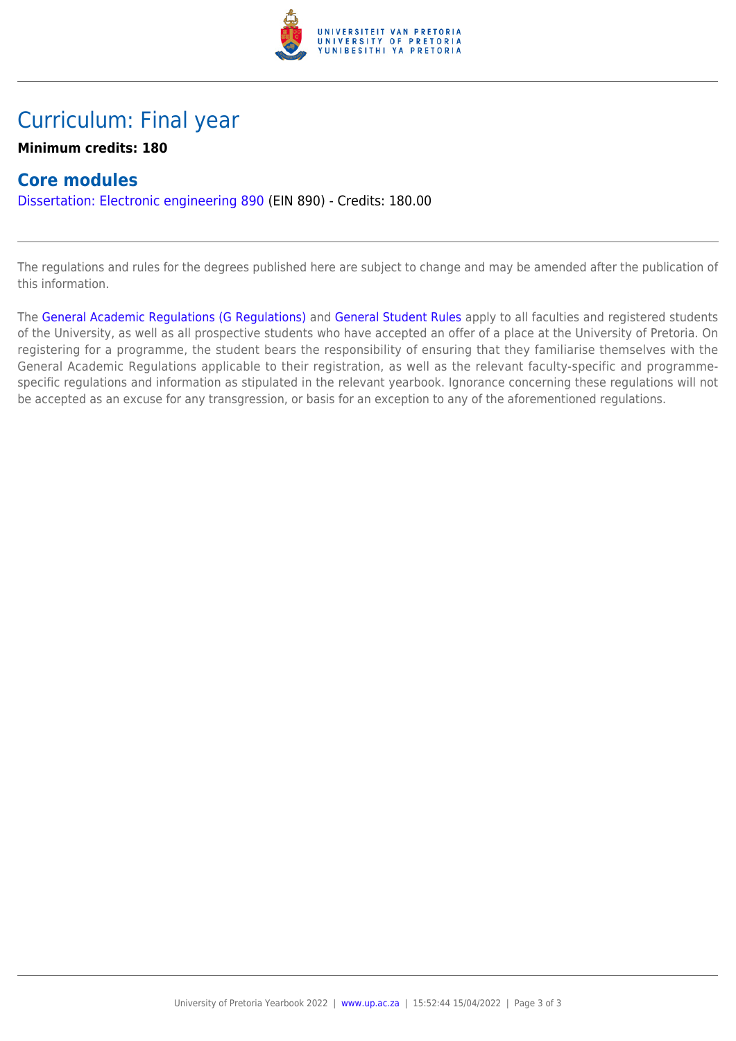# Curriculum: Final year

**Minimum credits: 180**

## Core modules

Dissertation: Electronic engineering 890 (EIN 890) - Credits: 180.00

The regulations and rules for the degrees published here are subject to change and may be amended after the publication of this information.

The General Academic Regulations (G Regulations) and General Student Rules apply to all faculties and registered students of the University, as well as all prospective students who have accepted an offer of a place at the University of Pretoria. On registering for a programme, the student bears the responsibility of ensuring that they familiarise themselves with the General Academic Regulations applicable to their registration, as well as the relevant faculty-specific and programme-specific regulations and information as stipulated in the relevant yearbook. Ignorance concerning these regulations will not be accepted as an excuse for any transgression, or basis for an exception to any of the aforementioned regulations.